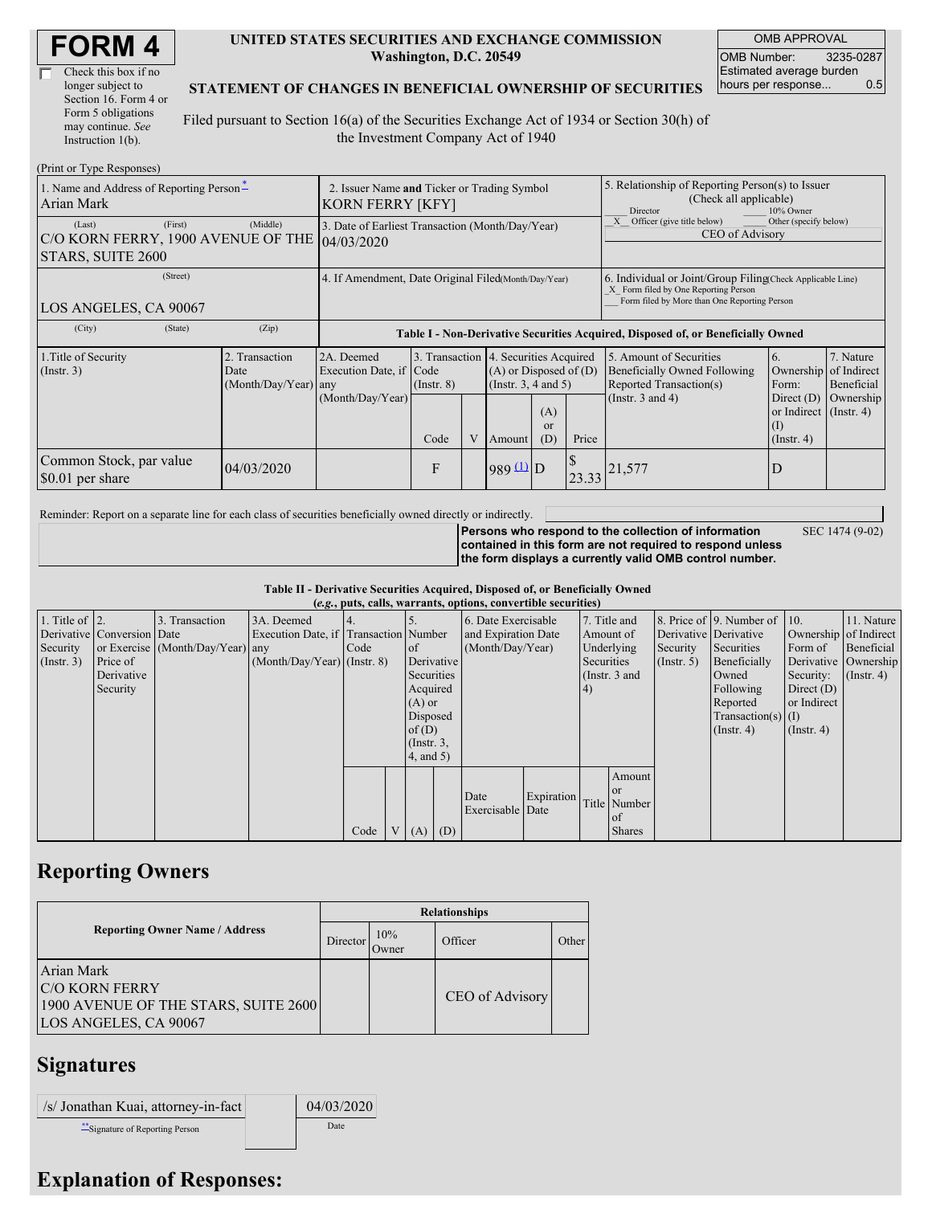# FORM 4

☐ Check this box if no longer subject to Section 16. Form 4 or Form 5 obligations may continue. *See* Instruction 1(b).

**UNITED STATES SECURITIES AND EXCHANGE COMMISSION**
**Washington, D.C. 20549**

**STATEMENT OF CHANGES IN BENEFICIAL OWNERSHIP OF SECURITIES**

Filed pursuant to Section 16(a) of the Securities Exchange Act of 1934 or Section 30(h) of the Investment Company Act of 1940

| OMB APPROVAL | |
|---|---|
| OMB Number: | 3235-0287 |
| Estimated average burden hours per response... | 0.5 |

(Print or Type Responses)

| | | |
|---|---|---|
| 1. Name and Address of Reporting Person*<br>Arian Mark<br>(Last) (First) (Middle)<br>C/O KORN FERRY, 1900 AVENUE OF THE STARS, SUITE 2600<br>(Street)<br>LOS ANGELES, CA 90067<br>(City) (State) (Zip) | 2. Issuer Name **and** Ticker or Trading Symbol<br>KORN FERRY [KFY]<br>3. Date of Earliest Transaction (Month/Day/Year)<br>04/03/2020<br>4. If Amendment, Date Original Filed(Month/Day/Year) | 5. Relationship of Reporting Person(s) to Issuer (Check all applicable)<br>___ Director ___ 10% Owner<br>_X_ Officer (give title below) ___ Other (specify below)<br>CEO of Advisory<br>6. Individual or Joint/Group Filing(Check Applicable Line)<br>_X_ Form filed by One Reporting Person<br>___ Form filed by More than One Reporting Person |

**Table I - Non-Derivative Securities Acquired, Disposed of, or Beneficially Owned**

| 1.Title of Security (Instr. 3) | 2. Transaction Date (Month/Day/Year) | 2A. Deemed Execution Date, if any (Month/Day/Year) | 3. Transaction Code (Instr. 8) | | 4. Securities Acquired (A) or Disposed of (D) (Instr. 3, 4 and 5) | | | 5. Amount of Securities Beneficially Owned Following Reported Transaction(s) (Instr. 3 and 4) | 6. Ownership Form: Direct (D) or Indirect (I) (Instr. 4) | 7. Nature of Indirect Beneficial Ownership (Instr. 4) |
|---|---|---|---|---|---|---|---|---|---|---|
| | | | Code | V | Amount | (A) or (D) | Price | | | |
| Common Stock, par value $0.01 per share | 04/03/2020 | | F | | 989 (1) | D | $ 23.33 | 21,577 | D | |

Reminder: Report on a separate line for each class of securities beneficially owned directly or indirectly.

**Persons who respond to the collection of information contained in this form are not required to respond unless the form displays a currently valid OMB control number.** SEC 1474 (9-02)

**Table II - Derivative Securities Acquired, Disposed of, or Beneficially Owned**
**(*e.g.*, puts, calls, warrants, options, convertible securities)**

| 1. Title of Derivative Security (Instr. 3) | 2. Conversion or Exercise Price of Derivative Security | 3. Transaction Date (Month/Day/Year) | 3A. Deemed Execution Date, if any (Month/Day/Year) | 4. Transaction Code (Instr. 8) | | 5. Number of Derivative Securities Acquired (A) or Disposed of (D) (Instr. 3, 4, and 5) | | 6. Date Exercisable and Expiration Date (Month/Day/Year) | | 7. Title and Amount of Underlying Securities (Instr. 3 and 4) | | 8. Price of Derivative Security (Instr. 5) | 9. Number of Derivative Securities Beneficially Owned Following Reported Transaction(s) (Instr. 4) | 10. Ownership Form of Derivative Security: Direct (D) or Indirect (I) (Instr. 4) | 11. Nature of Indirect Beneficial Ownership (Instr. 4) |
|---|---|---|---|---|---|---|---|---|---|---|---|---|---|---|---|
| | | | | Code | V | (A) | (D) | Date Exercisable | Expiration Date | Title | Amount or Number of Shares | | | | |

## Reporting Owners

| Reporting Owner Name / Address | Director | 10% Owner | Officer | Other |
|---|---|---|---|---|
| Arian Mark<br>C/O KORN FERRY<br>1900 AVENUE OF THE STARS, SUITE 2600<br>LOS ANGELES, CA 90067 | | | CEO of Advisory | |

## Signatures

| /s/ Jonathan Kuai, attorney-in-fact | 04/03/2020 |
|---|---|
| **Signature of Reporting Person | Date |

## Explanation of Responses: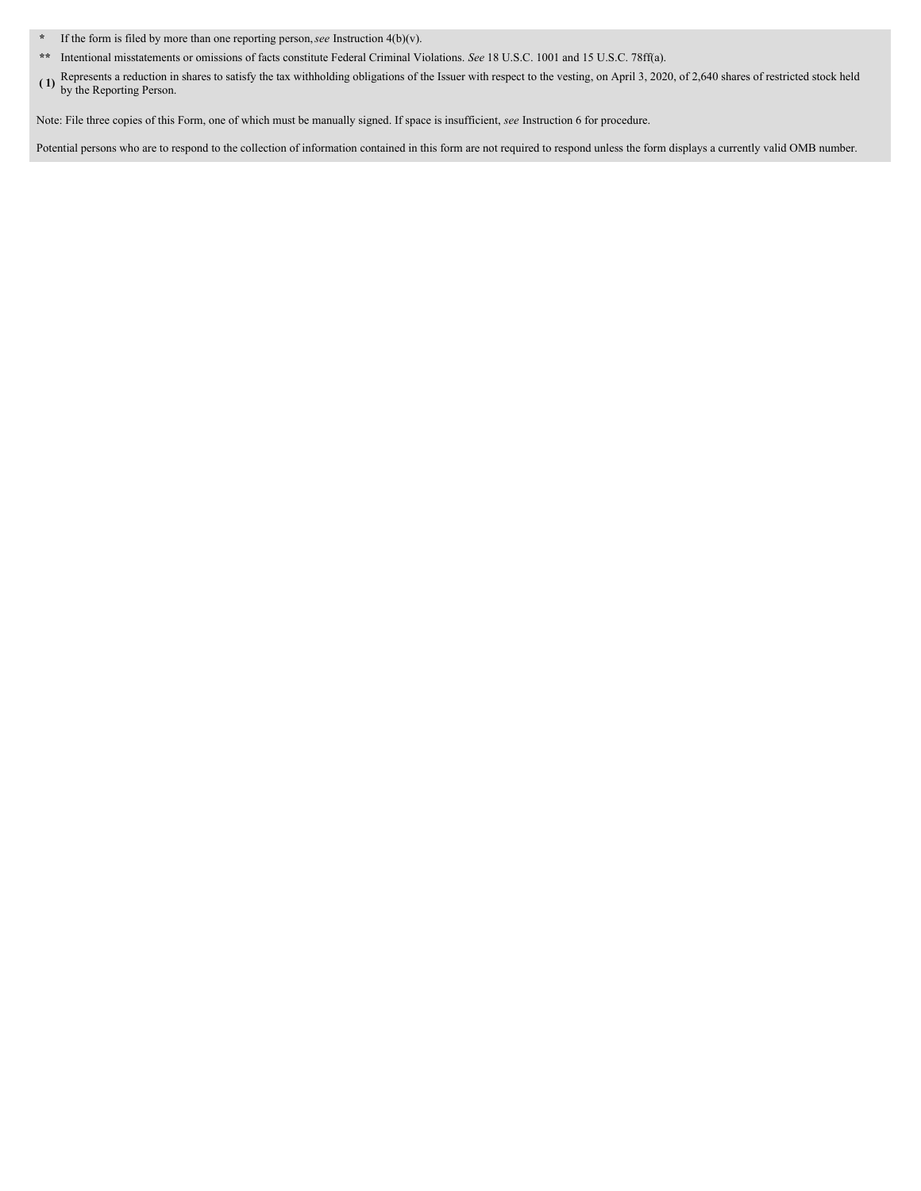* If the form is filed by more than one reporting person, *see* Instruction 4(b)(v).

** Intentional misstatements or omissions of facts constitute Federal Criminal Violations. *See* 18 U.S.C. 1001 and 15 U.S.C. 78ff(a).

( 1) Represents a reduction in shares to satisfy the tax withholding obligations of the Issuer with respect to the vesting, on April 3, 2020, of 2,640 shares of restricted stock held by the Reporting Person.

Note: File three copies of this Form, one of which must be manually signed. If space is insufficient, *see* Instruction 6 for procedure.

Potential persons who are to respond to the collection of information contained in this form are not required to respond unless the form displays a currently valid OMB number.